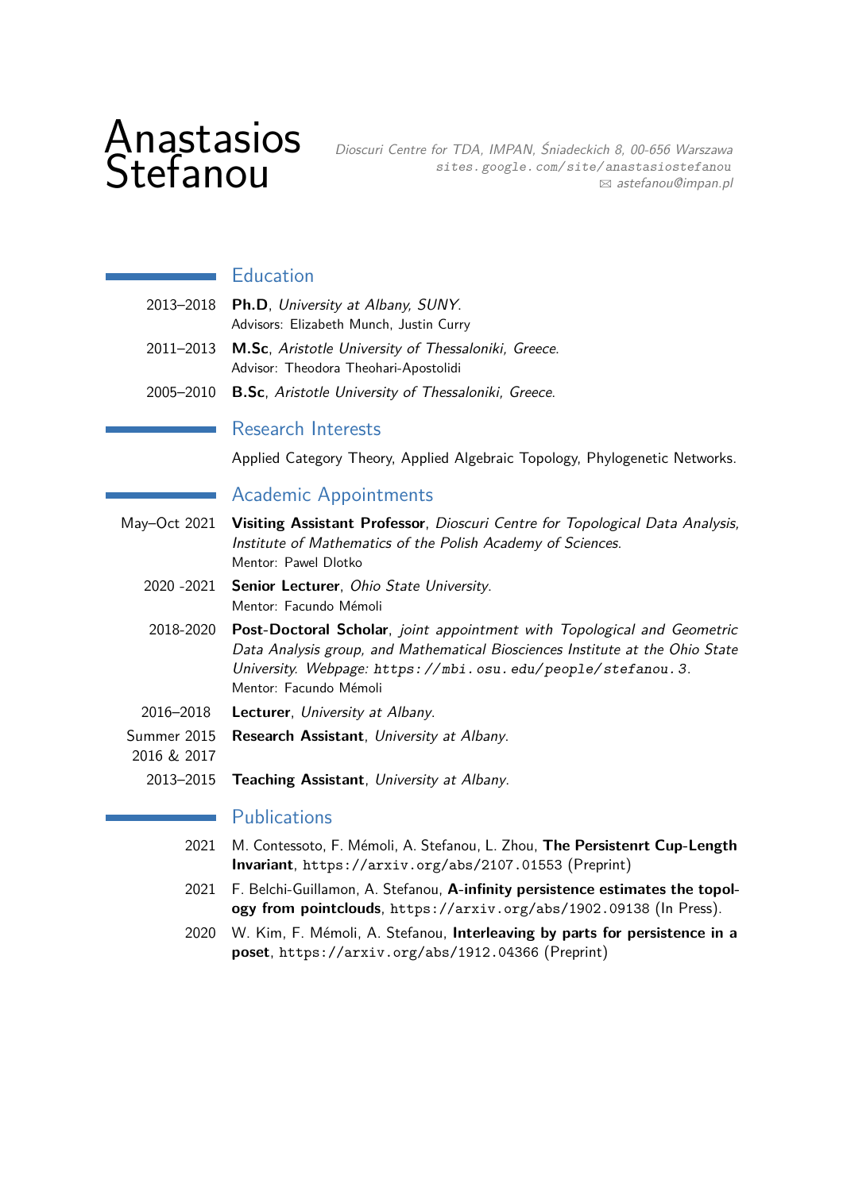# Anastasios Stefanou

*Dioscuri Centre for TDA, IMPAN, Śniadeckich 8, 00-656 Warszawa*
sites.google.com/site/anastasiostefanou
✉ *astefanou@impan.pl*

## Education

2013–2018 **Ph.D**, *University at Albany, SUNY*.
Advisors: Elizabeth Munch, Justin Curry

2011–2013 **M.Sc**, *Aristotle University of Thessaloniki, Greece*.
Advisor: Theodora Theohari-Apostolidi

2005–2010 **B.Sc**, *Aristotle University of Thessaloniki, Greece*.

## Research Interests

Applied Category Theory, Applied Algebraic Topology, Phylogenetic Networks.

## Academic Appointments

May–Oct 2021 **Visiting Assistant Professor**, *Dioscuri Centre for Topological Data Analysis, Institute of Mathematics of the Polish Academy of Sciences*.
Mentor: Pawel Dlotko

2020 -2021 **Senior Lecturer**, *Ohio State University*.
Mentor: Facundo Mémoli

2018-2020 **Post-Doctoral Scholar**, *joint appointment with Topological and Geometric Data Analysis group, and Mathematical Biosciences Institute at the Ohio State University. Webpage: https://mbi.osu.edu/people/stefanou.3*.
Mentor: Facundo Mémoli

2016–2018 **Lecturer**, *University at Albany*.

Summer 2015 2016 & 2017 **Research Assistant**, *University at Albany*.

2013–2015 **Teaching Assistant**, *University at Albany*.

## Publications

2021 M. Contessoto, F. Mémoli, A. Stefanou, L. Zhou, **The Persistenrt Cup-Length Invariant**, https://arxiv.org/abs/2107.01553 (Preprint)

2021 F. Belchi-Guillamon, A. Stefanou, **A-infinity persistence estimates the topology from pointclouds**, https://arxiv.org/abs/1902.09138 (In Press).

2020 W. Kim, F. Mémoli, A. Stefanou, **Interleaving by parts for persistence in a poset**, https://arxiv.org/abs/1912.04366 (Preprint)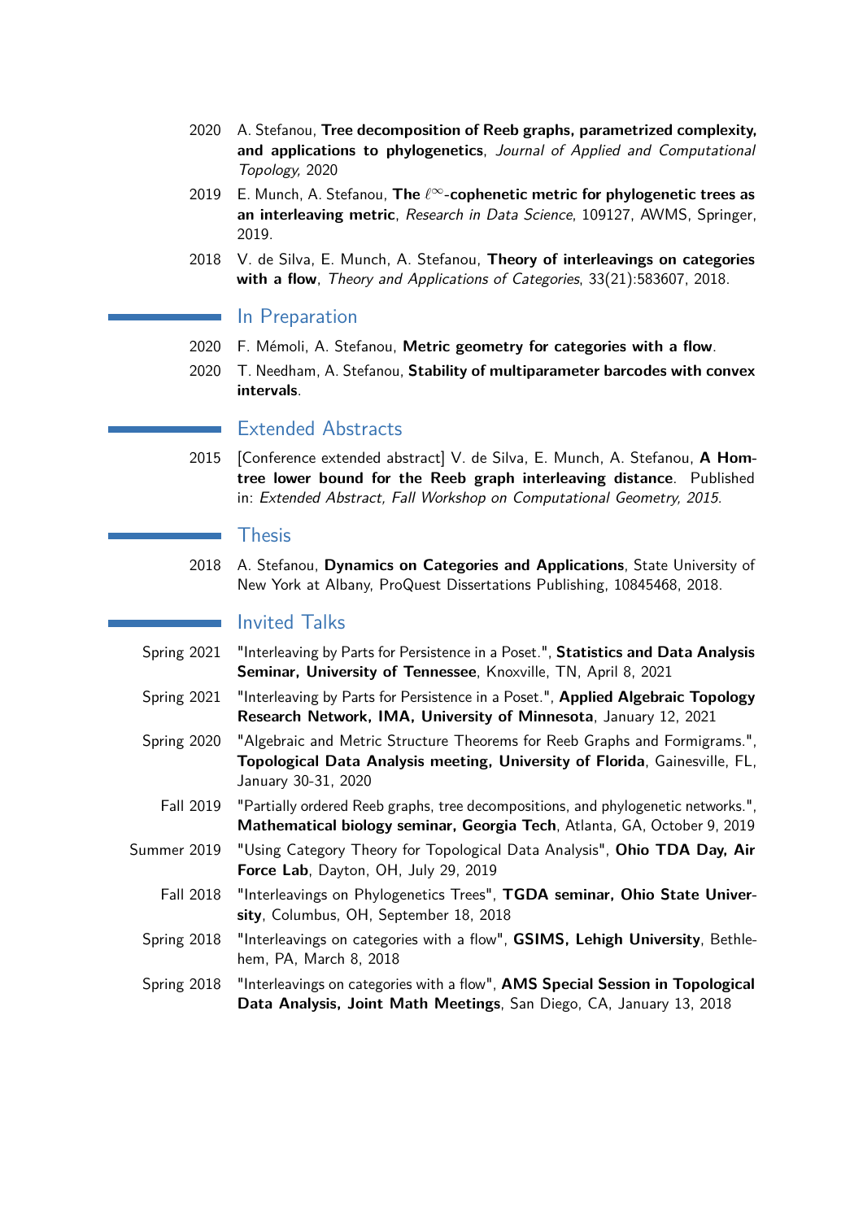2020 A. Stefanou, **Tree decomposition of Reeb graphs, parametrized complexity, and applications to phylogenetics**, *Journal of Applied and Computational Topology,* 2020

2019 E. Munch, A. Stefanou, **The $\ell^\infty$-cophenetic metric for phylogenetic trees as an interleaving metric**, *Research in Data Science*, 109127, AWMS, Springer, 2019.

2018 V. de Silva, E. Munch, A. Stefanou, **Theory of interleavings on categories with a flow**, *Theory and Applications of Categories*, 33(21):583607, 2018.

## In Preparation

2020 F. Mémoli, A. Stefanou, **Metric geometry for categories with a flow**.

2020 T. Needham, A. Stefanou, **Stability of multiparameter barcodes with convex intervals**.

## Extended Abstracts

2015 [Conference extended abstract] V. de Silva, E. Munch, A. Stefanou, **A Hom-tree lower bound for the Reeb graph interleaving distance**. Published in: *Extended Abstract, Fall Workshop on Computational Geometry, 2015.*

## Thesis

2018 A. Stefanou, **Dynamics on Categories and Applications**, State University of New York at Albany, ProQuest Dissertations Publishing, 10845468, 2018.

## Invited Talks

Spring 2021 "Interleaving by Parts for Persistence in a Poset.", **Statistics and Data Analysis Seminar, University of Tennessee**, Knoxville, TN, April 8, 2021

Spring 2021 "Interleaving by Parts for Persistence in a Poset.", **Applied Algebraic Topology Research Network, IMA, University of Minnesota**, January 12, 2021

Spring 2020 "Algebraic and Metric Structure Theorems for Reeb Graphs and Formigrams.", **Topological Data Analysis meeting, University of Florida**, Gainesville, FL, January 30-31, 2020

Fall 2019 "Partially ordered Reeb graphs, tree decompositions, and phylogenetic networks.", **Mathematical biology seminar, Georgia Tech**, Atlanta, GA, October 9, 2019

Summer 2019 "Using Category Theory for Topological Data Analysis", **Ohio TDA Day, Air Force Lab**, Dayton, OH, July 29, 2019

Fall 2018 "Interleavings on Phylogenetics Trees", **TGDA seminar, Ohio State University**, Columbus, OH, September 18, 2018

Spring 2018 "Interleavings on categories with a flow", **GSIMS, Lehigh University**, Bethlehem, PA, March 8, 2018

Spring 2018 "Interleavings on categories with a flow", **AMS Special Session in Topological Data Analysis, Joint Math Meetings**, San Diego, CA, January 13, 2018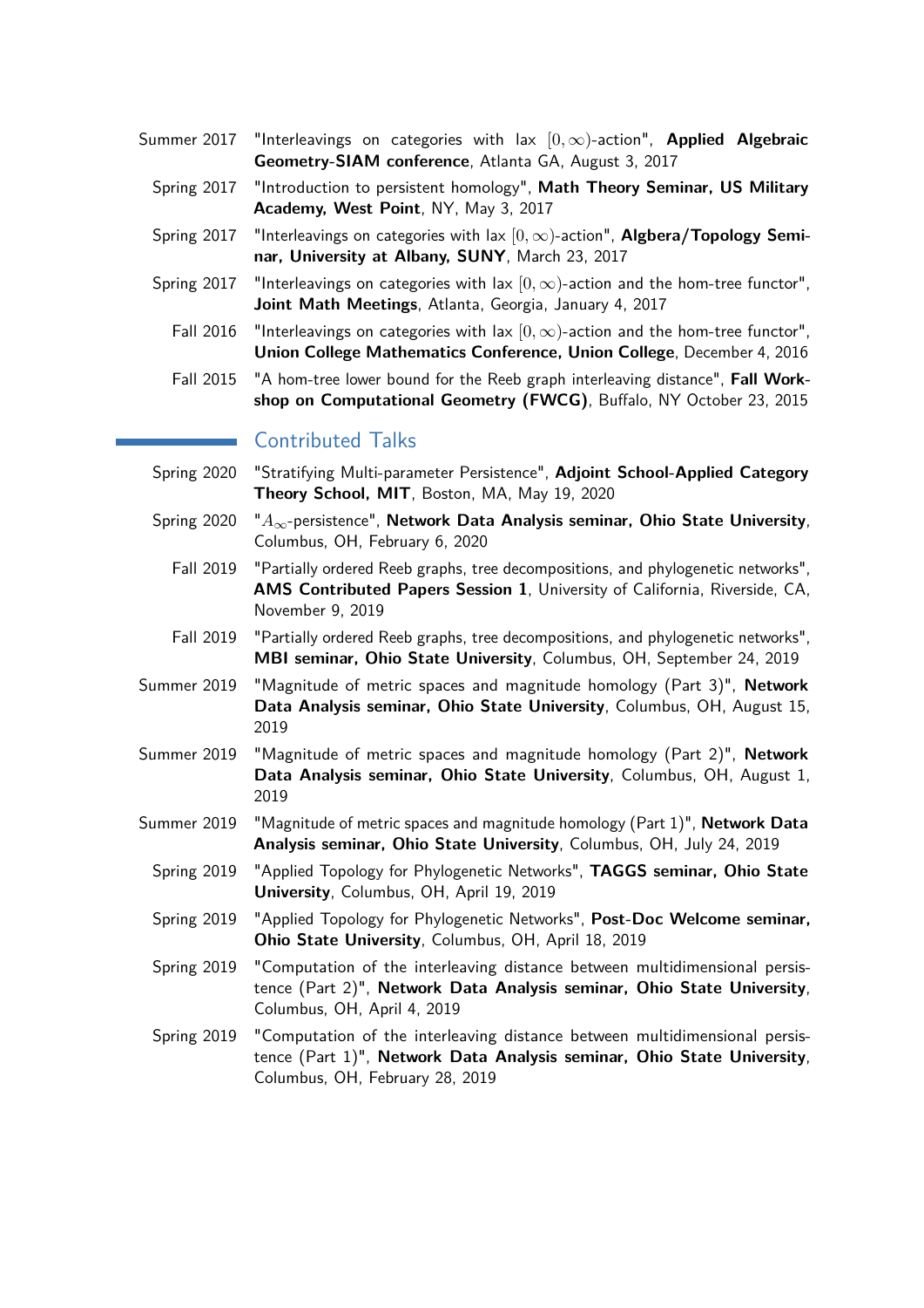- **Summer 2017** "Interleavings on categories with lax $[0, \infty)$-action", **Applied Algebraic Geometry-SIAM conference**, Atlanta GA, August 3, 2017
- **Spring 2017** "Introduction to persistent homology", **Math Theory Seminar, US Military Academy, West Point**, NY, May 3, 2017
- **Spring 2017** "Interleavings on categories with lax $[0, \infty)$-action", **Algbera/Topology Seminar, University at Albany, SUNY**, March 23, 2017
- **Spring 2017** "Interleavings on categories with lax $[0, \infty)$-action and the hom-tree functor", **Joint Math Meetings**, Atlanta, Georgia, January 4, 2017
- **Fall 2016** "Interleavings on categories with lax $[0, \infty)$-action and the hom-tree functor", **Union College Mathematics Conference, Union College**, December 4, 2016
- **Fall 2015** "A hom-tree lower bound for the Reeb graph interleaving distance", **Fall Workshop on Computational Geometry (FWCG)**, Buffalo, NY October 23, 2015

## Contributed Talks

- **Spring 2020** "Stratifying Multi-parameter Persistence", **Adjoint School-Applied Category Theory School, MIT**, Boston, MA, May 19, 2020
- **Spring 2020** "$A_\infty$-persistence", **Network Data Analysis seminar, Ohio State University**, Columbus, OH, February 6, 2020
- **Fall 2019** "Partially ordered Reeb graphs, tree decompositions, and phylogenetic networks", **AMS Contributed Papers Session 1**, University of California, Riverside, CA, November 9, 2019
- **Fall 2019** "Partially ordered Reeb graphs, tree decompositions, and phylogenetic networks", **MBI seminar, Ohio State University**, Columbus, OH, September 24, 2019
- **Summer 2019** "Magnitude of metric spaces and magnitude homology (Part 3)", **Network Data Analysis seminar, Ohio State University**, Columbus, OH, August 15, 2019
- **Summer 2019** "Magnitude of metric spaces and magnitude homology (Part 2)", **Network Data Analysis seminar, Ohio State University**, Columbus, OH, August 1, 2019
- **Summer 2019** "Magnitude of metric spaces and magnitude homology (Part 1)", **Network Data Analysis seminar, Ohio State University**, Columbus, OH, July 24, 2019
- **Spring 2019** "Applied Topology for Phylogenetic Networks", **TAGGS seminar, Ohio State University**, Columbus, OH, April 19, 2019
- **Spring 2019** "Applied Topology for Phylogenetic Networks", **Post-Doc Welcome seminar, Ohio State University**, Columbus, OH, April 18, 2019
- **Spring 2019** "Computation of the interleaving distance between multidimensional persistence (Part 2)", **Network Data Analysis seminar, Ohio State University**, Columbus, OH, April 4, 2019
- **Spring 2019** "Computation of the interleaving distance between multidimensional persistence (Part 1)", **Network Data Analysis seminar, Ohio State University**, Columbus, OH, February 28, 2019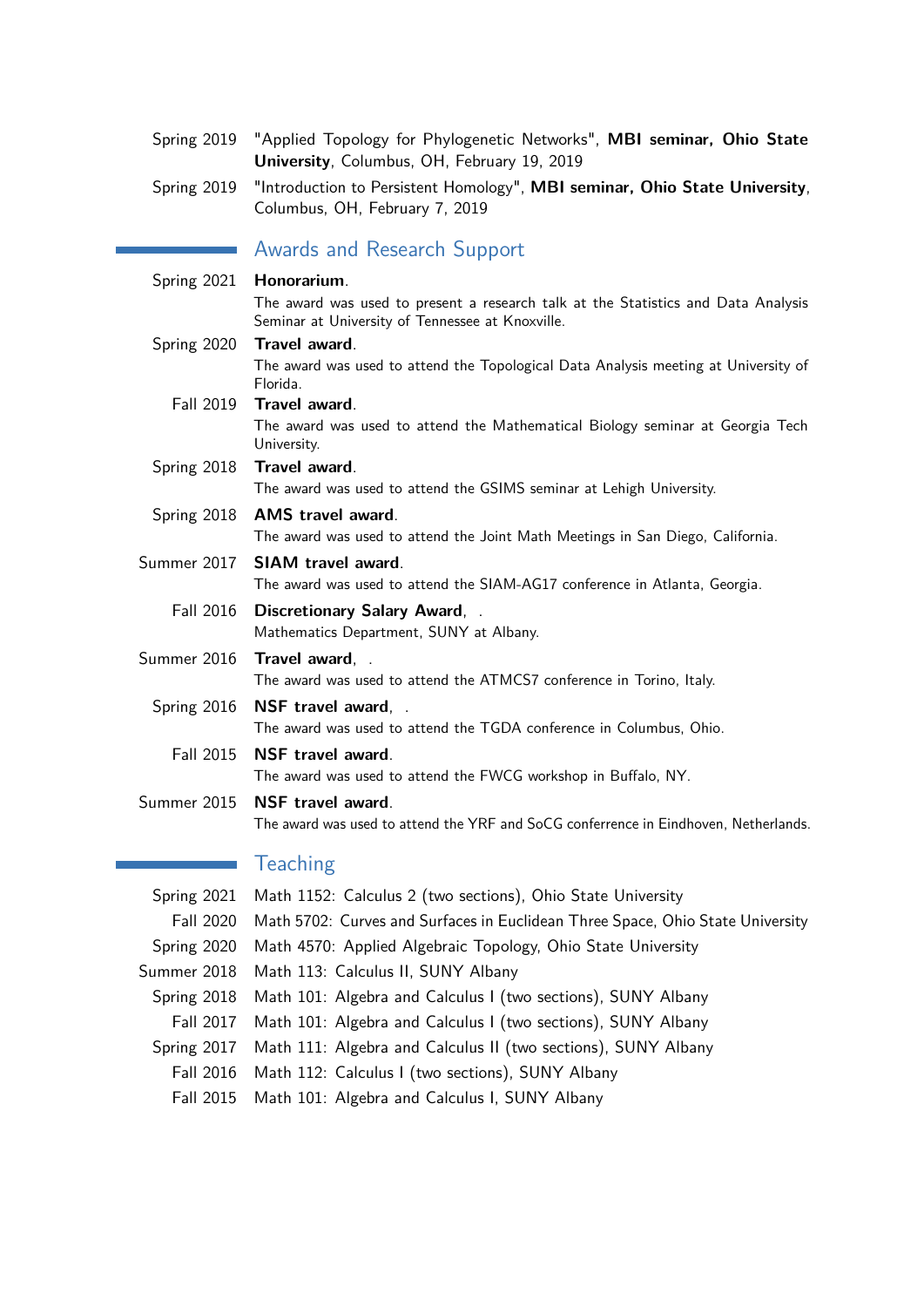Spring 2019 "Applied Topology for Phylogenetic Networks", **MBI seminar, Ohio State University**, Columbus, OH, February 19, 2019

Spring 2019 "Introduction to Persistent Homology", **MBI seminar, Ohio State University**, Columbus, OH, February 7, 2019

## Awards and Research Support

Spring 2021 **Honorarium**.
The award was used to present a research talk at the Statistics and Data Analysis Seminar at University of Tennessee at Knoxville.

Spring 2020 **Travel award**.
The award was used to attend the Topological Data Analysis meeting at University of Florida.

Fall 2019 **Travel award**.
The award was used to attend the Mathematical Biology seminar at Georgia Tech University.

Spring 2018 **Travel award**.
The award was used to attend the GSIMS seminar at Lehigh University.

Spring 2018 **AMS travel award**.
The award was used to attend the Joint Math Meetings in San Diego, California.

Summer 2017 **SIAM travel award**.
The award was used to attend the SIAM-AG17 conference in Atlanta, Georgia.

Fall 2016 **Discretionary Salary Award**, .
Mathematics Department, SUNY at Albany.

Summer 2016 **Travel award**, .
The award was used to attend the ATMCS7 conference in Torino, Italy.

Spring 2016 **NSF travel award**, .
The award was used to attend the TGDA conference in Columbus, Ohio.

Fall 2015 **NSF travel award**.
The award was used to attend the FWCG workshop in Buffalo, NY.

Summer 2015 **NSF travel award**.
The award was used to attend the YRF and SoCG conferrence in Eindhoven, Netherlands.

## Teaching

Spring 2021 Math 1152: Calculus 2 (two sections), Ohio State University

Fall 2020 Math 5702: Curves and Surfaces in Euclidean Three Space, Ohio State University

Spring 2020 Math 4570: Applied Algebraic Topology, Ohio State University

Summer 2018 Math 113: Calculus II, SUNY Albany

Spring 2018 Math 101: Algebra and Calculus I (two sections), SUNY Albany

Fall 2017 Math 101: Algebra and Calculus I (two sections), SUNY Albany

Spring 2017 Math 111: Algebra and Calculus II (two sections), SUNY Albany

Fall 2016 Math 112: Calculus I (two sections), SUNY Albany

Fall 2015 Math 101: Algebra and Calculus I, SUNY Albany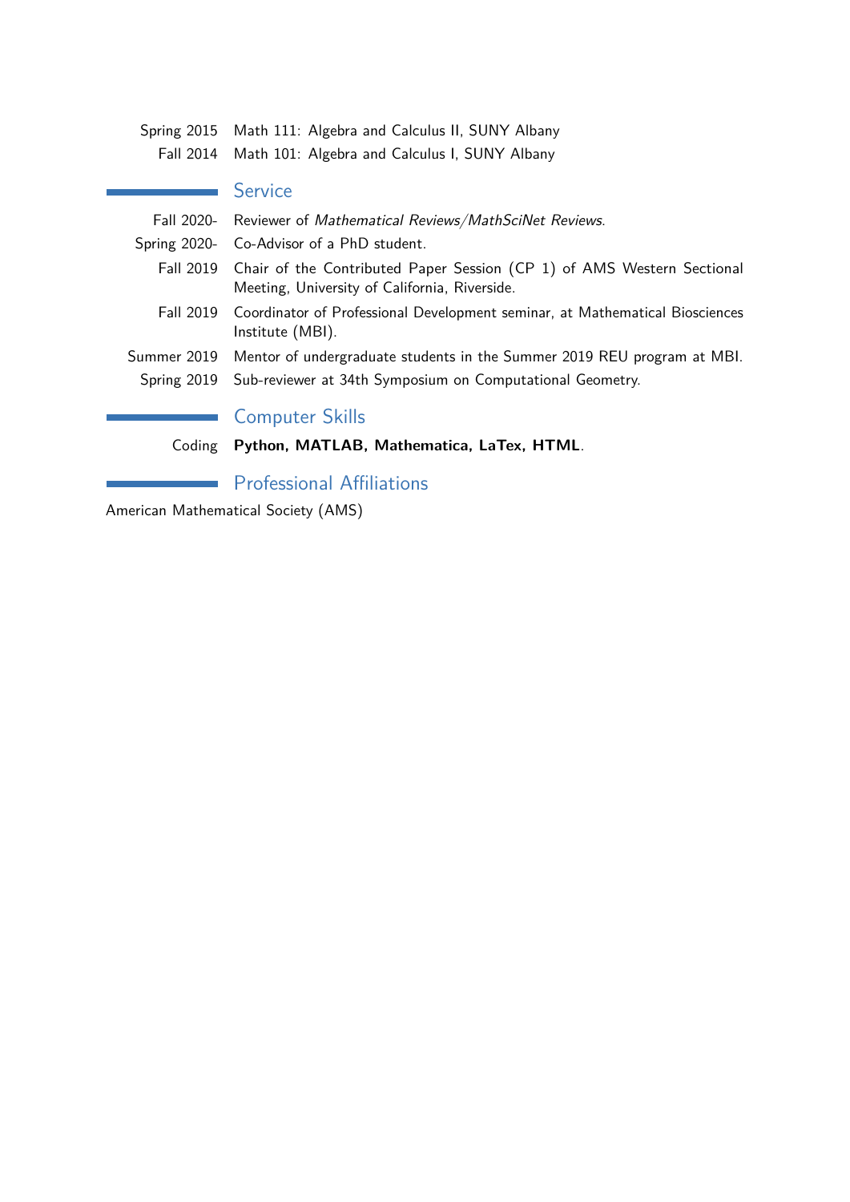Spring 2015 Math 111: Algebra and Calculus II, SUNY Albany

Fall 2014 Math 101: Algebra and Calculus I, SUNY Albany

## Service

Fall 2020- Reviewer of *Mathematical Reviews/MathSciNet Reviews*.

Spring 2020- Co-Advisor of a PhD student.

Fall 2019 Chair of the Contributed Paper Session (CP 1) of AMS Western Sectional Meeting, University of California, Riverside.

Fall 2019 Coordinator of Professional Development seminar, at Mathematical Biosciences Institute (MBI).

Summer 2019 Mentor of undergraduate students in the Summer 2019 REU program at MBI.

Spring 2019 Sub-reviewer at 34th Symposium on Computational Geometry.

## Computer Skills

Coding **Python, MATLAB, Mathematica, LaTex, HTML**.

## Professional Affiliations

American Mathematical Society (AMS)